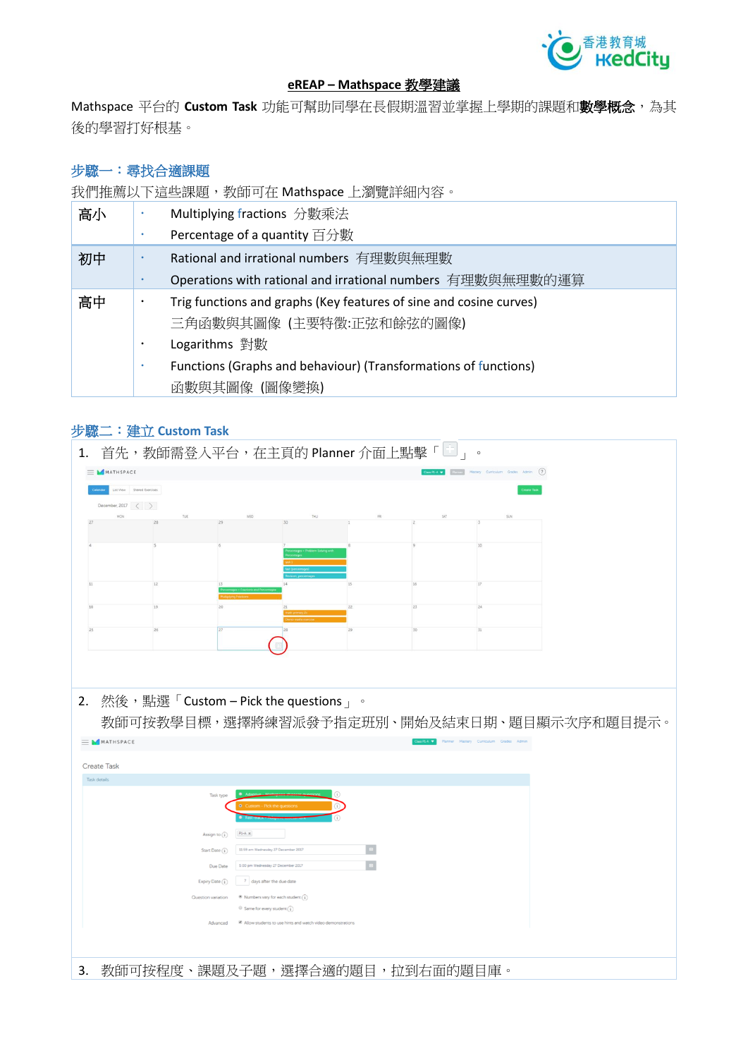**eREAP – Mathspace 教學建議**

Mathspace 平台的 **Custom Task** 功能可幫助同學在長假期溫習並掌握上學期的課題和**數學概念**，為其後的學習打好根基。

## 步驟一：尋找合適課題

我們推薦以下這些課題，教師可在 Mathspace 上瀏覽詳細內容。

| | |
|---|---|
| 高小 | • Multiplying fractions 分數乘法<br>• Percentage of a quantity 百分數 |
| 初中 | • Rational and irrational numbers 有理數與無理數<br>• Operations with rational and irrational numbers 有理數與無理數的運算 |
| 高中 | • Trig functions and graphs (Key features of sine and cosine curves)<br>三角函數與其圖像 (主要特徵:正弦和餘弦的圖像)<br>• Logarithms 對數<br>• Functions (Graphs and behaviour) (Transformations of functions)<br>函數與其圖像 (圖像變換) |

## 步驟二：建立 Custom Task

1. 首先，教師需登入平台，在主頁的 Planner 介面上點擊「 」。

2. 然後，點選「Custom – Pick the questions」。
教師可按教學目標，選擇將練習派發予指定班別、開始及結束日期、題目顯示次序和題目提示。

3. 教師可按程度、課題及子題，選擇合適的題目，拉到右面的題目庫。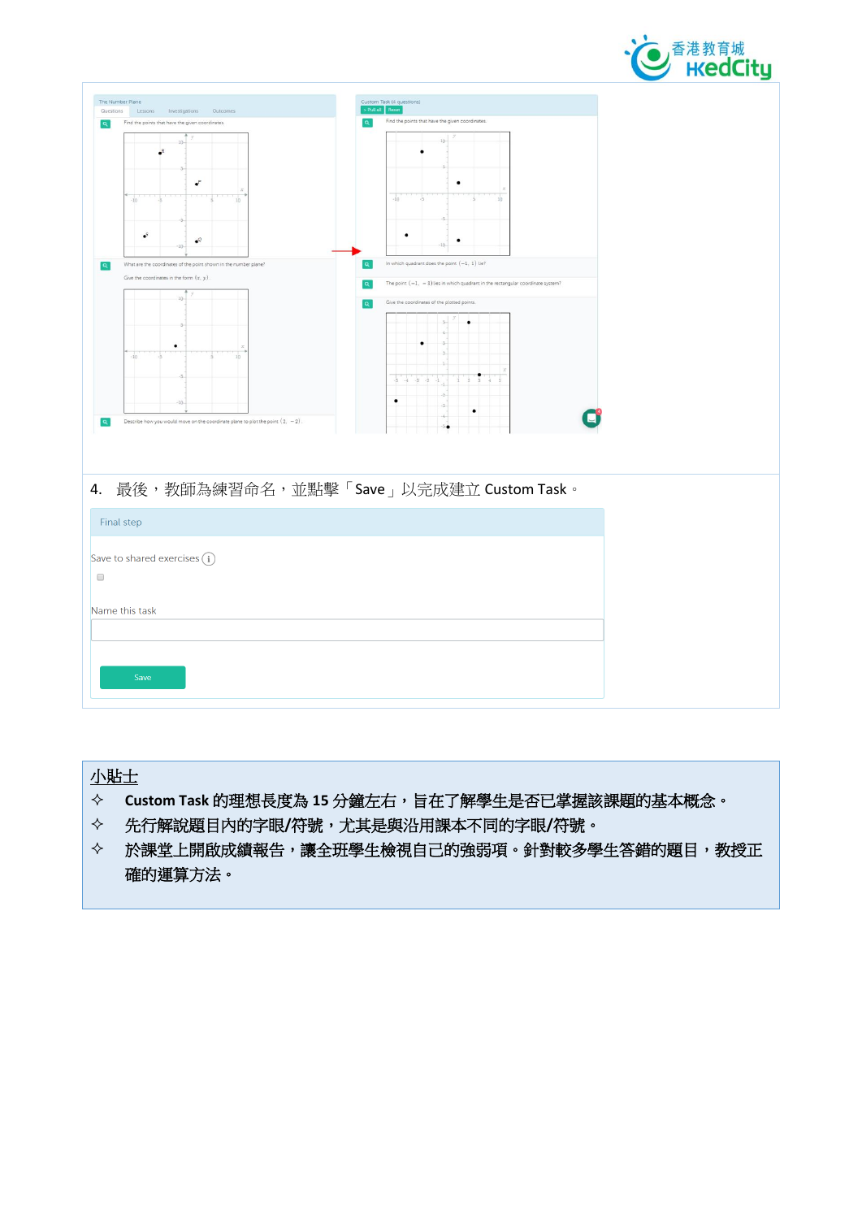4. 最後，教師為練習命名，並點擊「Save」以完成建立 Custom Task。

Final step

Save to shared exercises

Name this task

Save

小貼士

✧ **Custom Task 的理想長度為 15 分鐘左右，旨在了解學生是否已掌握該課題的基本概念。**

✧ **先行解說題目內的字眼/符號，尤其是與沿用課本不同的字眼/符號。**

✧ **於課堂上開啟成績報告，讓全班學生檢視自己的強弱項。針對較多學生答錯的題目，教授正確的運算方法。**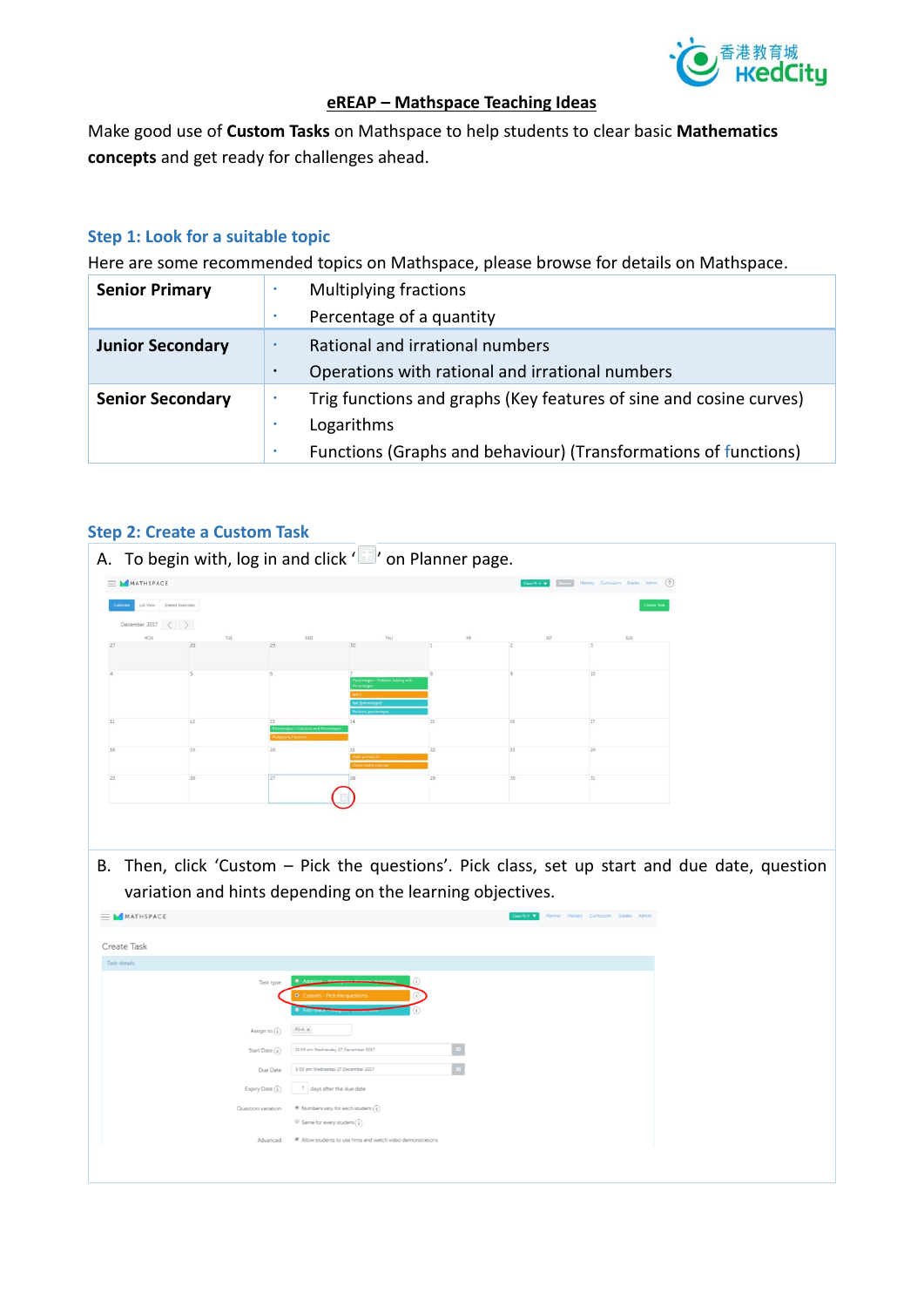## eREAP – Mathspace Teaching Ideas

Make good use of **Custom Tasks** on Mathspace to help students to clear basic **Mathematics concepts** and get ready for challenges ahead.

### Step 1: Look for a suitable topic

Here are some recommended topics on Mathspace, please browse for details on Mathspace.

| | |
|---|---|
| **Senior Primary** | • Multiplying fractions<br>• Percentage of a quantity |
| **Junior Secondary** | • Rational and irrational numbers<br>• Operations with rational and irrational numbers |
| **Senior Secondary** | • Trig functions and graphs (Key features of sine and cosine curves)<br>• Logarithms<br>• Functions (Graphs and behaviour) (Transformations of functions) |

### Step 2: Create a Custom Task

A. To begin with, log in and click ' ' on Planner page.

B. Then, click 'Custom – Pick the questions'. Pick class, set up start and due date, question variation and hints depending on the learning objectives.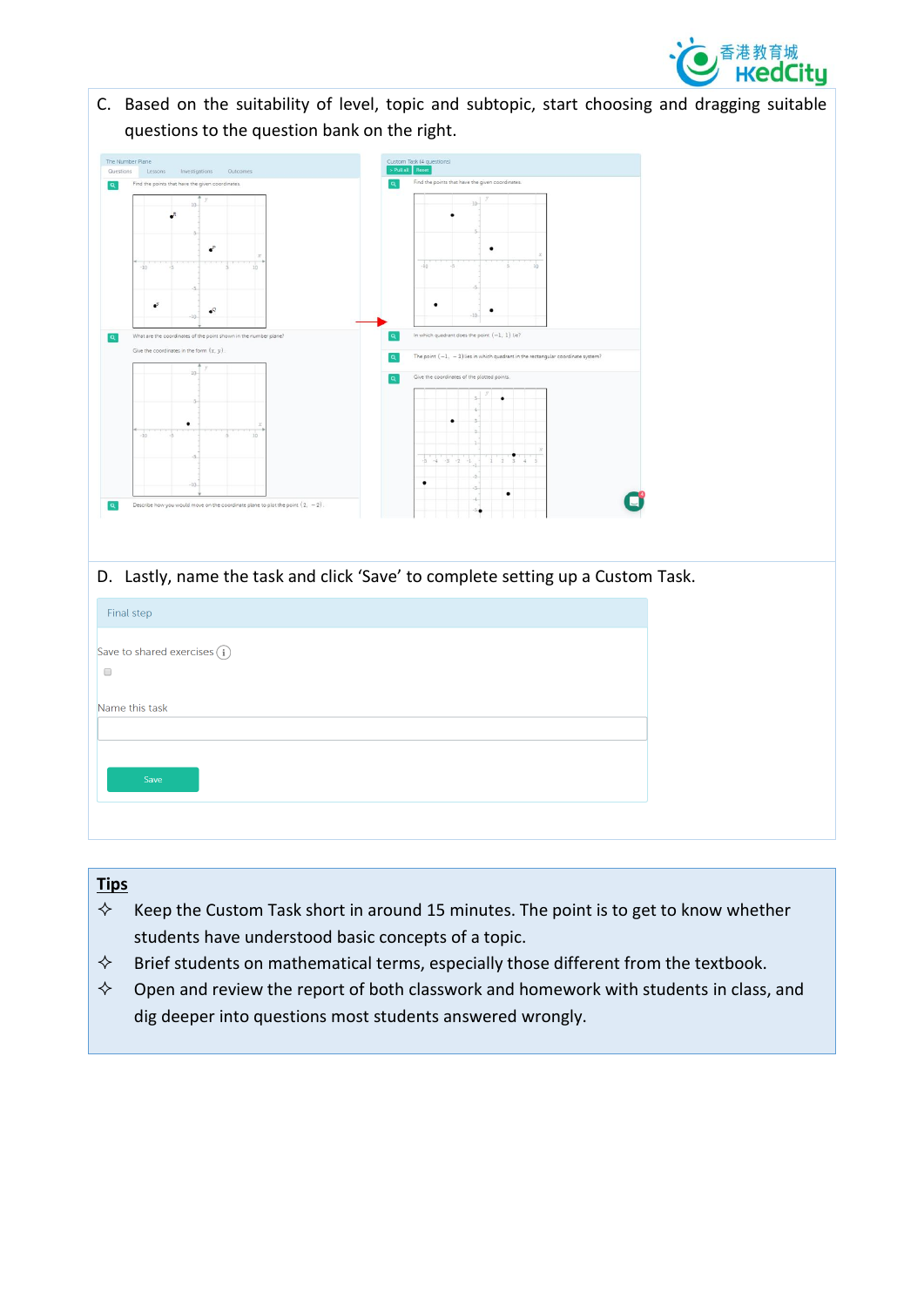C. Based on the suitability of level, topic and subtopic, start choosing and dragging suitable questions to the question bank on the right.

D. Lastly, name the task and click 'Save' to complete setting up a Custom Task.

Final step

Save to shared exercises

Name this task

Save

**Tips**

- ✧ Keep the Custom Task short in around 15 minutes. The point is to get to know whether students have understood basic concepts of a topic.
- ✧ Brief students on mathematical terms, especially those different from the textbook.
- ✧ Open and review the report of both classwork and homework with students in class, and dig deeper into questions most students answered wrongly.